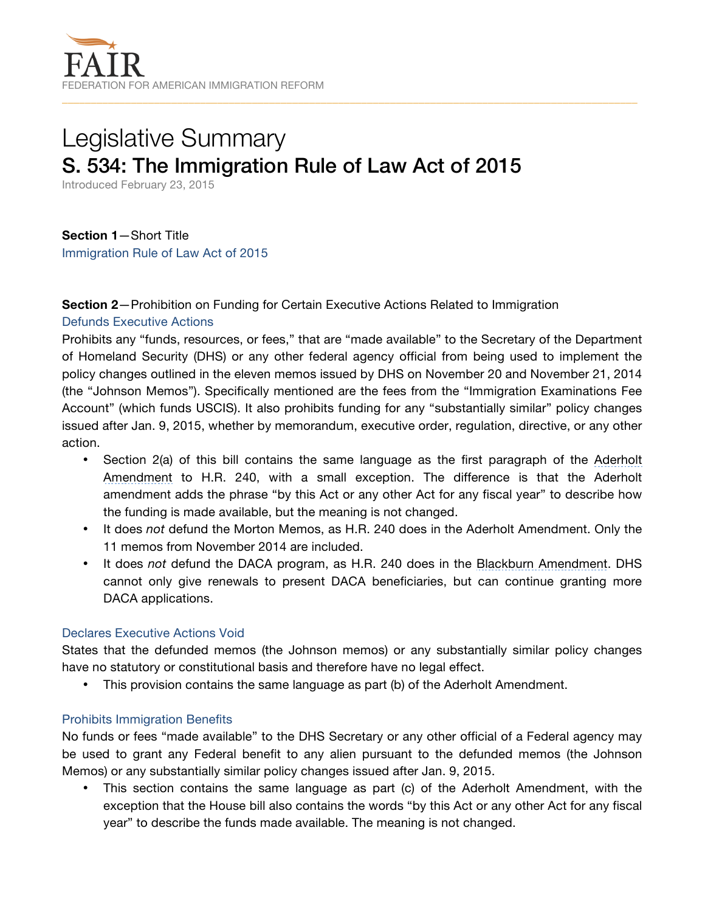FAIR

FEDERATION FOR AMERICAN IMMIGRATION REFORM

# Legislative Summary

## S. 534: The Immigration Rule of Law Act of 2015

Introduced February 23, 2015

**Section 1**—Short Title

Immigration Rule of Law Act of 2015

**Section 2**—Prohibition on Funding for Certain Executive Actions Related to Immigration

### Defunds Executive Actions

Prohibits any "funds, resources, or fees," that are "made available" to the Secretary of the Department of Homeland Security (DHS) or any other federal agency official from being used to implement the policy changes outlined in the eleven memos issued by DHS on November 20 and November 21, 2014 (the "Johnson Memos"). Specifically mentioned are the fees from the "Immigration Examinations Fee Account" (which funds USCIS). It also prohibits funding for any "substantially similar" policy changes issued after Jan. 9, 2015, whether by memorandum, executive order, regulation, directive, or any other action.

- Section 2(a) of this bill contains the same language as the first paragraph of the Aderholt Amendment to H.R. 240, with a small exception. The difference is that the Aderholt amendment adds the phrase "by this Act or any other Act for any fiscal year" to describe how the funding is made available, but the meaning is not changed.
- It does *not* defund the Morton Memos, as H.R. 240 does in the Aderholt Amendment. Only the 11 memos from November 2014 are included.
- It does *not* defund the DACA program, as H.R. 240 does in the Blackburn Amendment. DHS cannot only give renewals to present DACA beneficiaries, but can continue granting more DACA applications.

### Declares Executive Actions Void

States that the defunded memos (the Johnson memos) or any substantially similar policy changes have no statutory or constitutional basis and therefore have no legal effect.

- This provision contains the same language as part (b) of the Aderholt Amendment.

### Prohibits Immigration Benefits

No funds or fees "made available" to the DHS Secretary or any other official of a Federal agency may be used to grant any Federal benefit to any alien pursuant to the defunded memos (the Johnson Memos) or any substantially similar policy changes issued after Jan. 9, 2015.

- This section contains the same language as part (c) of the Aderholt Amendment, with the exception that the House bill also contains the words "by this Act or any other Act for any fiscal year" to describe the funds made available. The meaning is not changed.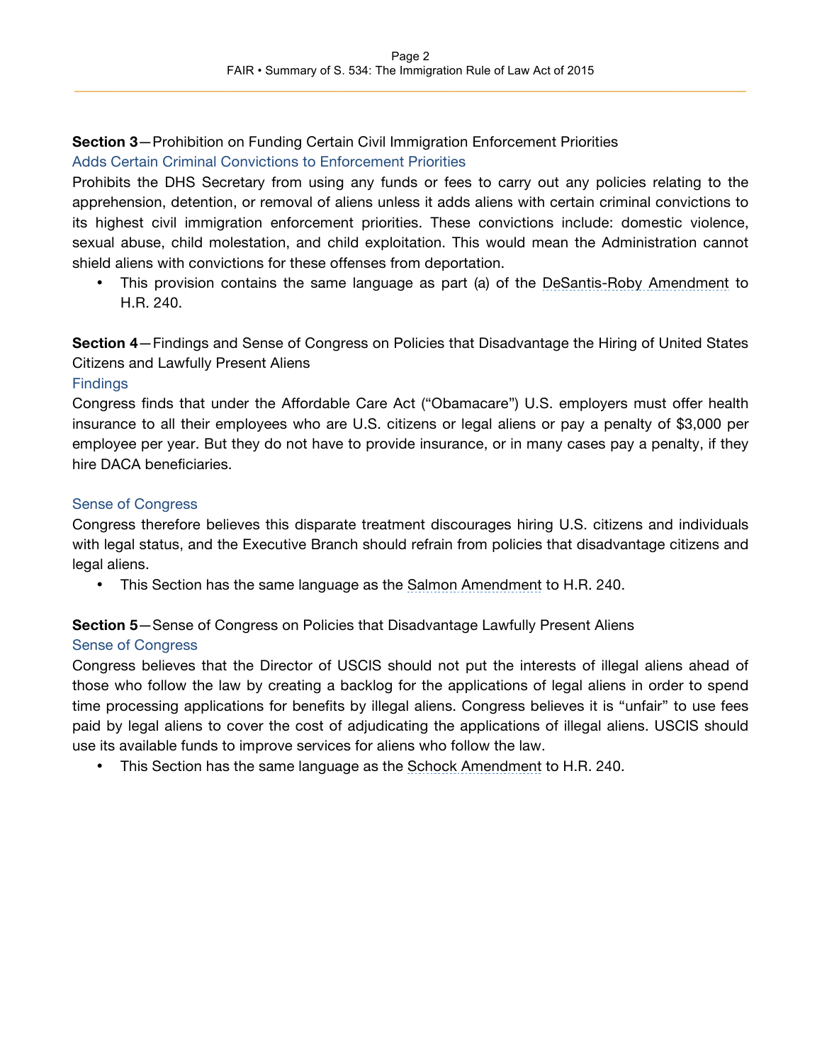**Section 3**—Prohibition on Funding Certain Civil Immigration Enforcement Priorities

Adds Certain Criminal Convictions to Enforcement Priorities

Prohibits the DHS Secretary from using any funds or fees to carry out any policies relating to the apprehension, detention, or removal of aliens unless it adds aliens with certain criminal convictions to its highest civil immigration enforcement priorities. These convictions include: domestic violence, sexual abuse, child molestation, and child exploitation. This would mean the Administration cannot shield aliens with convictions for these offenses from deportation.

- This provision contains the same language as part (a) of the DeSantis-Roby Amendment to H.R. 240.

**Section 4**—Findings and Sense of Congress on Policies that Disadvantage the Hiring of United States Citizens and Lawfully Present Aliens

Findings

Congress finds that under the Affordable Care Act ("Obamacare") U.S. employers must offer health insurance to all their employees who are U.S. citizens or legal aliens or pay a penalty of $3,000 per employee per year. But they do not have to provide insurance, or in many cases pay a penalty, if they hire DACA beneficiaries.

Sense of Congress

Congress therefore believes this disparate treatment discourages hiring U.S. citizens and individuals with legal status, and the Executive Branch should refrain from policies that disadvantage citizens and legal aliens.

- This Section has the same language as the Salmon Amendment to H.R. 240.

**Section 5**—Sense of Congress on Policies that Disadvantage Lawfully Present Aliens

Sense of Congress

Congress believes that the Director of USCIS should not put the interests of illegal aliens ahead of those who follow the law by creating a backlog for the applications of legal aliens in order to spend time processing applications for benefits by illegal aliens. Congress believes it is "unfair" to use fees paid by legal aliens to cover the cost of adjudicating the applications of illegal aliens. USCIS should use its available funds to improve services for aliens who follow the law.

- This Section has the same language as the Schock Amendment to H.R. 240.